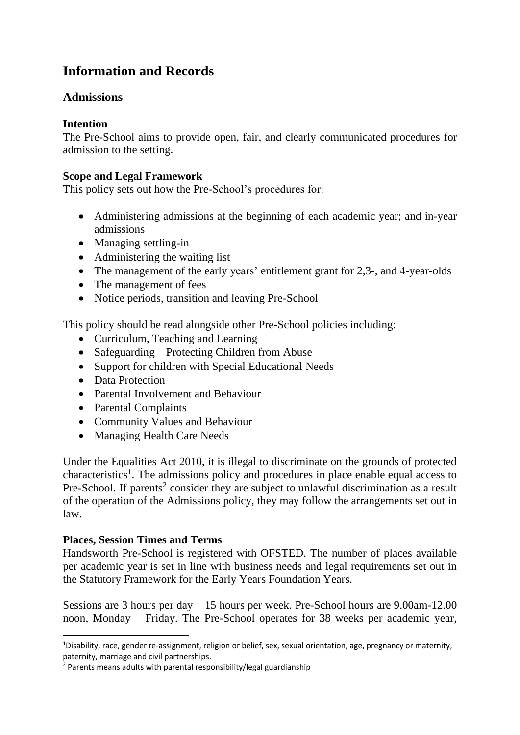# Information and Records

## Admissions

### Intention

The Pre-School aims to provide open, fair, and clearly communicated procedures for admission to the setting.

### Scope and Legal Framework

This policy sets out how the Pre-School's procedures for:

- Administering admissions at the beginning of each academic year; and in-year admissions
- Managing settling-in
- Administering the waiting list
- The management of the early years' entitlement grant for 2,3-, and 4-year-olds
- The management of fees
- Notice periods, transition and leaving Pre-School

This policy should be read alongside other Pre-School policies including:

- Curriculum, Teaching and Learning
- Safeguarding – Protecting Children from Abuse
- Support for children with Special Educational Needs
- Data Protection
- Parental Involvement and Behaviour
- Parental Complaints
- Community Values and Behaviour
- Managing Health Care Needs

Under the Equalities Act 2010, it is illegal to discriminate on the grounds of protected characteristics[1]. The admissions policy and procedures in place enable equal access to Pre-School. If parents[2] consider they are subject to unlawful discrimination as a result of the operation of the Admissions policy, they may follow the arrangements set out in law.

### Places, Session Times and Terms

Handsworth Pre-School is registered with OFSTED. The number of places available per academic year is set in line with business needs and legal requirements set out in the Statutory Framework for the Early Years Foundation Years.

Sessions are 3 hours per day – 15 hours per week. Pre-School hours are 9.00am-12.00 noon, Monday – Friday. The Pre-School operates for 38 weeks per academic year,

---

[1] Disability, race, gender re-assignment, religion or belief, sex, sexual orientation, age, pregnancy or maternity, paternity, marriage and civil partnerships.

[2] Parents means adults with parental responsibility/legal guardianship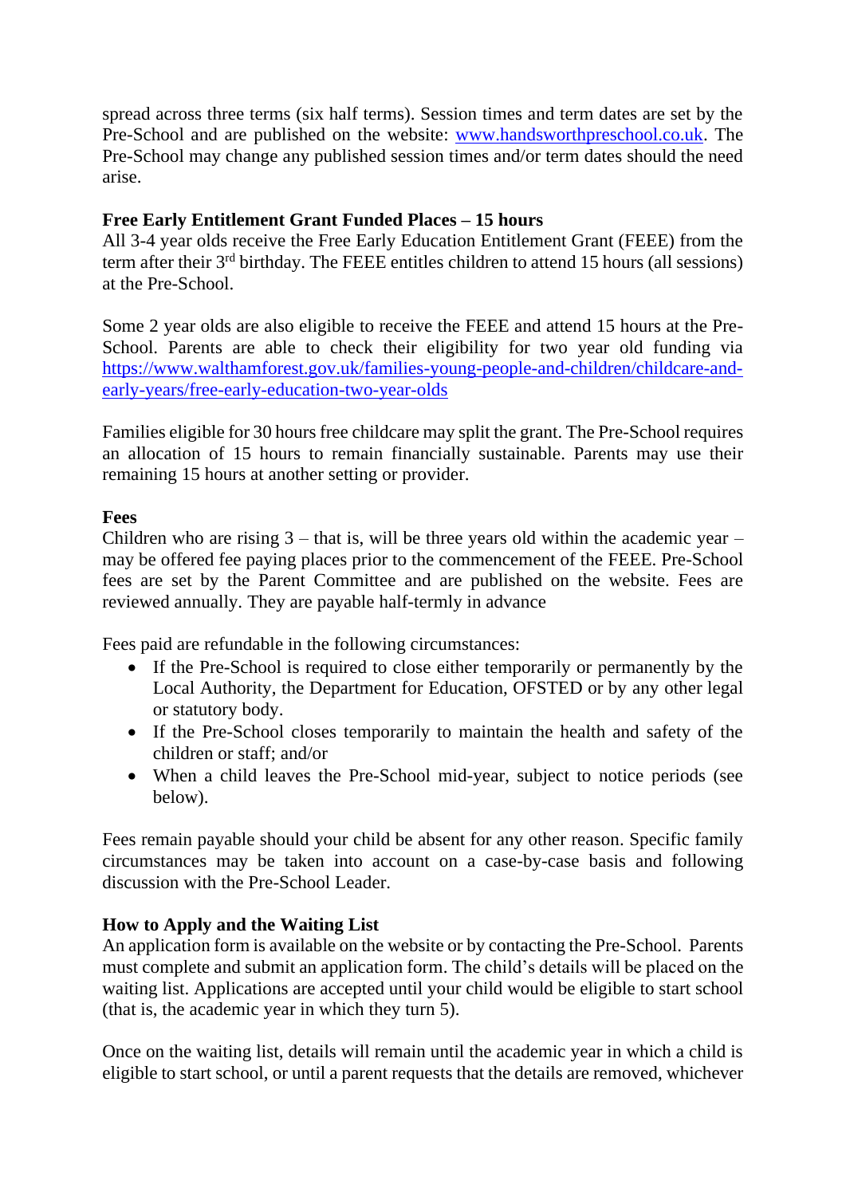spread across three terms (six half terms). Session times and term dates are set by the Pre-School and are published on the website: [www.handsworthpreschool.co.uk](http://www.handsworthpreschool.co.uk). The Pre-School may change any published session times and/or term dates should the need arise.

**Free Early Entitlement Grant Funded Places – 15 hours**

All 3-4 year olds receive the Free Early Education Entitlement Grant (FEEE) from the term after their 3rd birthday. The FEEE entitles children to attend 15 hours (all sessions) at the Pre-School.

Some 2 year olds are also eligible to receive the FEEE and attend 15 hours at the Pre-School. Parents are able to check their eligibility for two year old funding via [https://www.walthamforest.gov.uk/families-young-people-and-children/childcare-and-early-years/free-early-education-two-year-olds](https://www.walthamforest.gov.uk/families-young-people-and-children/childcare-and-early-years/free-early-education-two-year-olds)

Families eligible for 30 hours free childcare may split the grant. The Pre-School requires an allocation of 15 hours to remain financially sustainable. Parents may use their remaining 15 hours at another setting or provider.

**Fees**

Children who are rising 3 – that is, will be three years old within the academic year – may be offered fee paying places prior to the commencement of the FEEE. Pre-School fees are set by the Parent Committee and are published on the website. Fees are reviewed annually. They are payable half-termly in advance

Fees paid are refundable in the following circumstances:

- If the Pre-School is required to close either temporarily or permanently by the Local Authority, the Department for Education, OFSTED or by any other legal or statutory body.
- If the Pre-School closes temporarily to maintain the health and safety of the children or staff; and/or
- When a child leaves the Pre-School mid-year, subject to notice periods (see below).

Fees remain payable should your child be absent for any other reason. Specific family circumstances may be taken into account on a case-by-case basis and following discussion with the Pre-School Leader.

**How to Apply and the Waiting List**

An application form is available on the website or by contacting the Pre-School. Parents must complete and submit an application form. The child's details will be placed on the waiting list. Applications are accepted until your child would be eligible to start school (that is, the academic year in which they turn 5).

Once on the waiting list, details will remain until the academic year in which a child is eligible to start school, or until a parent requests that the details are removed, whichever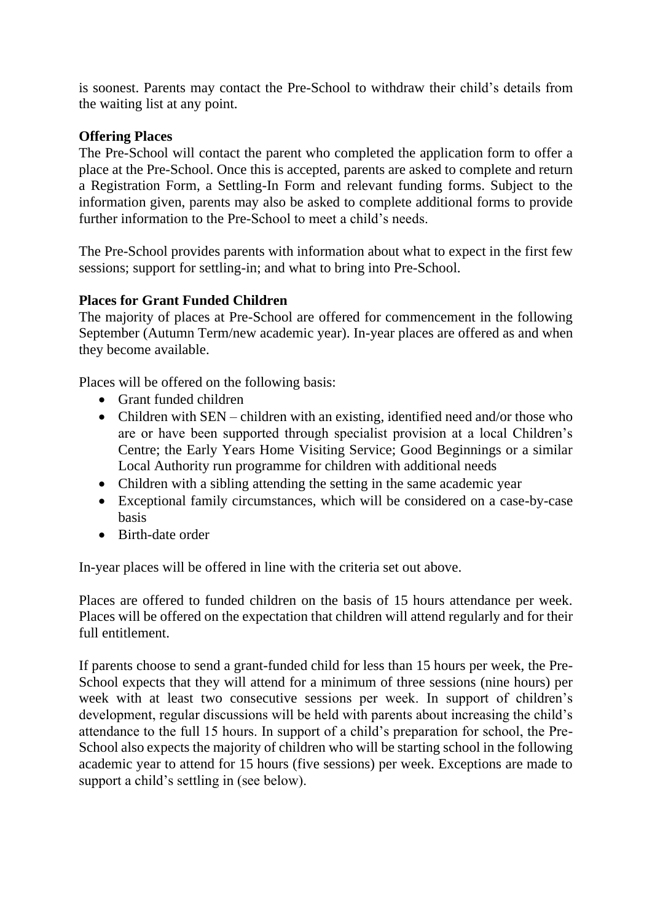is soonest. Parents may contact the Pre-School to withdraw their child's details from the waiting list at any point.

**Offering Places**

The Pre-School will contact the parent who completed the application form to offer a place at the Pre-School. Once this is accepted, parents are asked to complete and return a Registration Form, a Settling-In Form and relevant funding forms. Subject to the information given, parents may also be asked to complete additional forms to provide further information to the Pre-School to meet a child's needs.

The Pre-School provides parents with information about what to expect in the first few sessions; support for settling-in; and what to bring into Pre-School.

**Places for Grant Funded Children**

The majority of places at Pre-School are offered for commencement in the following September (Autumn Term/new academic year). In-year places are offered as and when they become available.

Places will be offered on the following basis:

- Grant funded children
- Children with SEN – children with an existing, identified need and/or those who are or have been supported through specialist provision at a local Children's Centre; the Early Years Home Visiting Service; Good Beginnings or a similar Local Authority run programme for children with additional needs
- Children with a sibling attending the setting in the same academic year
- Exceptional family circumstances, which will be considered on a case-by-case basis
- Birth-date order

In-year places will be offered in line with the criteria set out above.

Places are offered to funded children on the basis of 15 hours attendance per week. Places will be offered on the expectation that children will attend regularly and for their full entitlement.

If parents choose to send a grant-funded child for less than 15 hours per week, the Pre-School expects that they will attend for a minimum of three sessions (nine hours) per week with at least two consecutive sessions per week. In support of children's development, regular discussions will be held with parents about increasing the child's attendance to the full 15 hours. In support of a child's preparation for school, the Pre-School also expects the majority of children who will be starting school in the following academic year to attend for 15 hours (five sessions) per week. Exceptions are made to support a child's settling in (see below).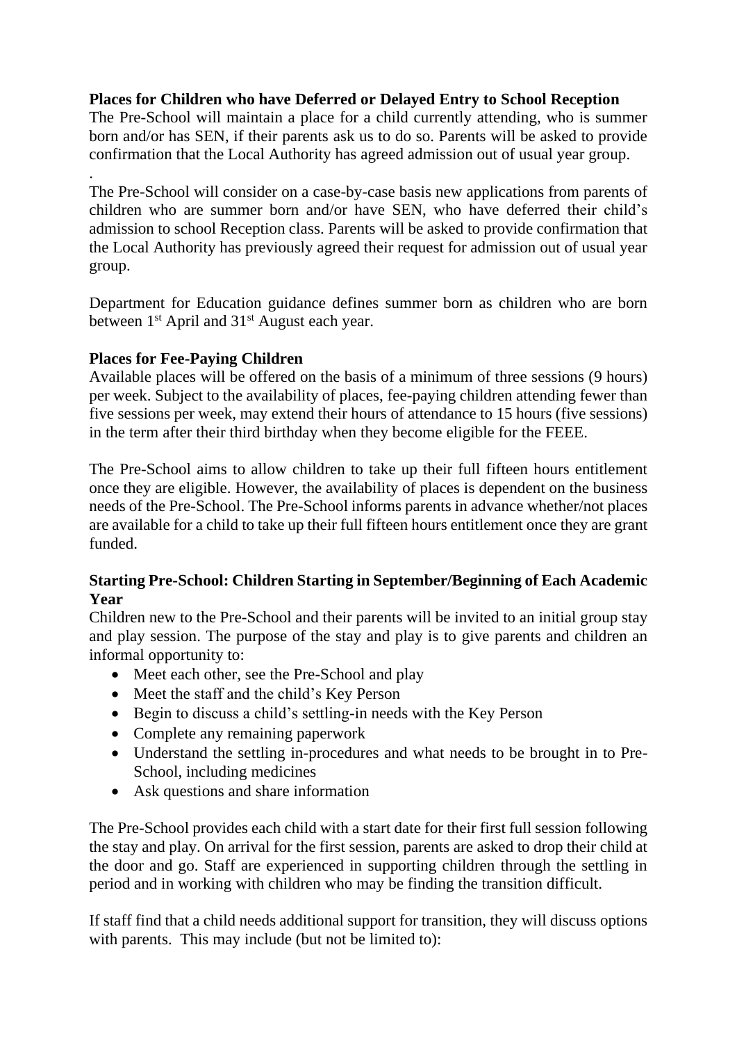**Places for Children who have Deferred or Delayed Entry to School Reception**

The Pre-School will maintain a place for a child currently attending, who is summer born and/or has SEN, if their parents ask us to do so. Parents will be asked to provide confirmation that the Local Authority has agreed admission out of usual year group.

.

The Pre-School will consider on a case-by-case basis new applications from parents of children who are summer born and/or have SEN, who have deferred their child's admission to school Reception class. Parents will be asked to provide confirmation that the Local Authority has previously agreed their request for admission out of usual year group.

Department for Education guidance defines summer born as children who are born between 1st April and 31st August each year.

**Places for Fee-Paying Children**

Available places will be offered on the basis of a minimum of three sessions (9 hours) per week. Subject to the availability of places, fee-paying children attending fewer than five sessions per week, may extend their hours of attendance to 15 hours (five sessions) in the term after their third birthday when they become eligible for the FEEE.

The Pre-School aims to allow children to take up their full fifteen hours entitlement once they are eligible. However, the availability of places is dependent on the business needs of the Pre-School. The Pre-School informs parents in advance whether/not places are available for a child to take up their full fifteen hours entitlement once they are grant funded.

**Starting Pre-School: Children Starting in September/Beginning of Each Academic Year**

Children new to the Pre-School and their parents will be invited to an initial group stay and play session. The purpose of the stay and play is to give parents and children an informal opportunity to:

- Meet each other, see the Pre-School and play
- Meet the staff and the child's Key Person
- Begin to discuss a child's settling-in needs with the Key Person
- Complete any remaining paperwork
- Understand the settling in-procedures and what needs to be brought in to Pre-School, including medicines
- Ask questions and share information

The Pre-School provides each child with a start date for their first full session following the stay and play. On arrival for the first session, parents are asked to drop their child at the door and go. Staff are experienced in supporting children through the settling in period and in working with children who may be finding the transition difficult.

If staff find that a child needs additional support for transition, they will discuss options with parents. This may include (but not be limited to):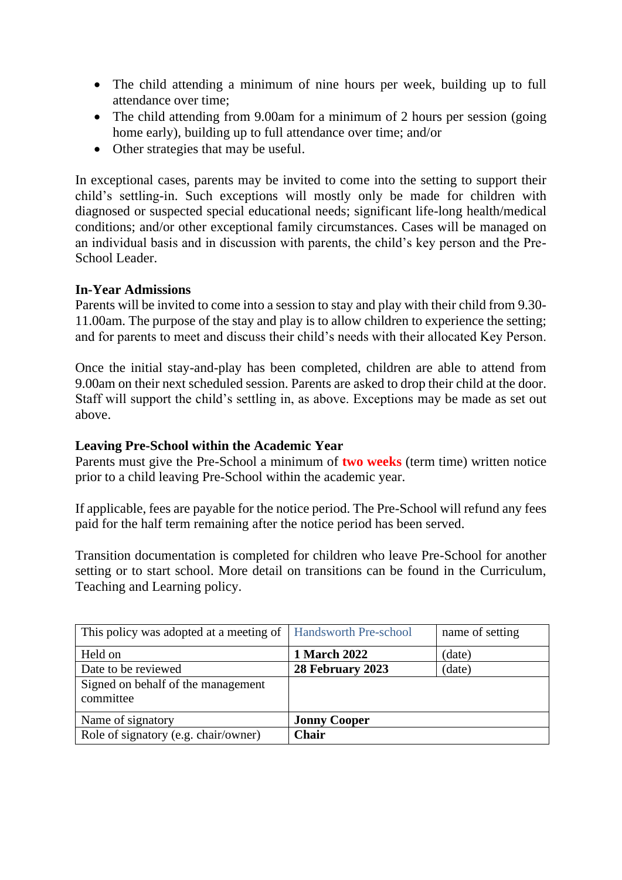- The child attending a minimum of nine hours per week, building up to full attendance over time;
- The child attending from 9.00am for a minimum of 2 hours per session (going home early), building up to full attendance over time; and/or
- Other strategies that may be useful.

In exceptional cases, parents may be invited to come into the setting to support their child's settling-in. Such exceptions will mostly only be made for children with diagnosed or suspected special educational needs; significant life-long health/medical conditions; and/or other exceptional family circumstances. Cases will be managed on an individual basis and in discussion with parents, the child's key person and the Pre-School Leader.

**In-Year Admissions**

Parents will be invited to come into a session to stay and play with their child from 9.30-11.00am. The purpose of the stay and play is to allow children to experience the setting; and for parents to meet and discuss their child's needs with their allocated Key Person.

Once the initial stay-and-play has been completed, children are able to attend from 9.00am on their next scheduled session. Parents are asked to drop their child at the door. Staff will support the child's settling in, as above. Exceptions may be made as set out above.

**Leaving Pre-School within the Academic Year**

Parents must give the Pre-School a minimum of **two weeks** (term time) written notice prior to a child leaving Pre-School within the academic year.

If applicable, fees are payable for the notice period. The Pre-School will refund any fees paid for the half term remaining after the notice period has been served.

Transition documentation is completed for children who leave Pre-School for another setting or to start school. More detail on transitions can be found in the Curriculum, Teaching and Learning policy.

| | | |
|---|---|---|
| This policy was adopted at a meeting of | Handsworth Pre-school | name of setting |
| Held on | **1 March 2022** | (date) |
| Date to be reviewed | **28 February 2023** | (date) |
| Signed on behalf of the management committee | | |
| Name of signatory | **Jonny Cooper** | |
| Role of signatory (e.g. chair/owner) | **Chair** | |